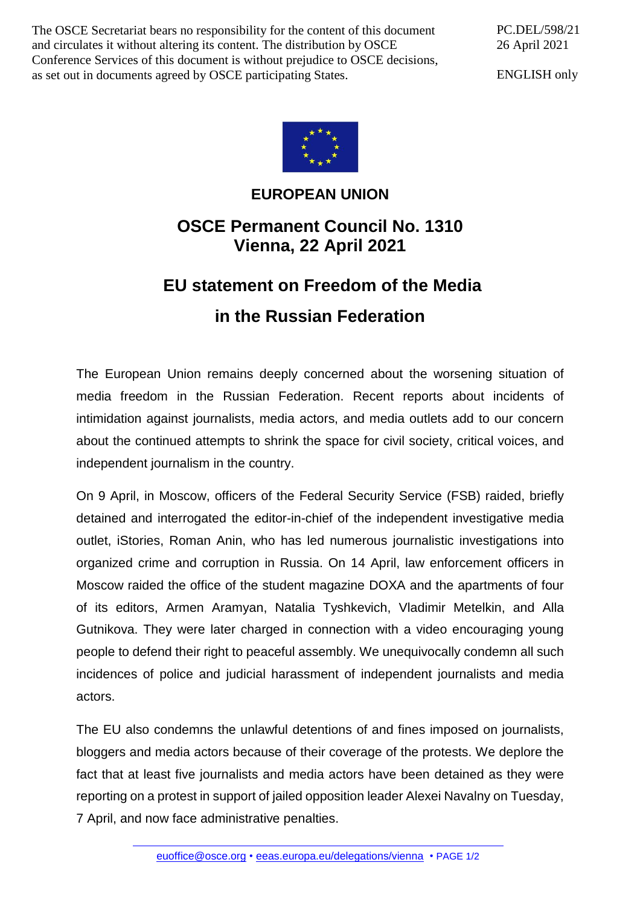The OSCE Secretariat bears no responsibility for the content of this document and circulates it without altering its content. The distribution by OSCE Conference Services of this document is without prejudice to OSCE decisions, as set out in documents agreed by OSCE participating States.

PC.DEL/598/21
26 April 2021

ENGLISH only

**EUROPEAN UNION**

# OSCE Permanent Council No. 1310
# Vienna, 22 April 2021

# EU statement on Freedom of the Media in the Russian Federation

The European Union remains deeply concerned about the worsening situation of media freedom in the Russian Federation. Recent reports about incidents of intimidation against journalists, media actors, and media outlets add to our concern about the continued attempts to shrink the space for civil society, critical voices, and independent journalism in the country.

On 9 April, in Moscow, officers of the Federal Security Service (FSB) raided, briefly detained and interrogated the editor-in-chief of the independent investigative media outlet, iStories, Roman Anin, who has led numerous journalistic investigations into organized crime and corruption in Russia. On 14 April, law enforcement officers in Moscow raided the office of the student magazine DOXA and the apartments of four of its editors, Armen Aramyan, Natalia Tyshkevich, Vladimir Metelkin, and Alla Gutnikova. They were later charged in connection with a video encouraging young people to defend their right to peaceful assembly. We unequivocally condemn all such incidences of police and judicial harassment of independent journalists and media actors.

The EU also condemns the unlawful detentions of and fines imposed on journalists, bloggers and media actors because of their coverage of the protests. We deplore the fact that at least five journalists and media actors have been detained as they were reporting on a protest in support of jailed opposition leader Alexei Navalny on Tuesday, 7 April, and now face administrative penalties.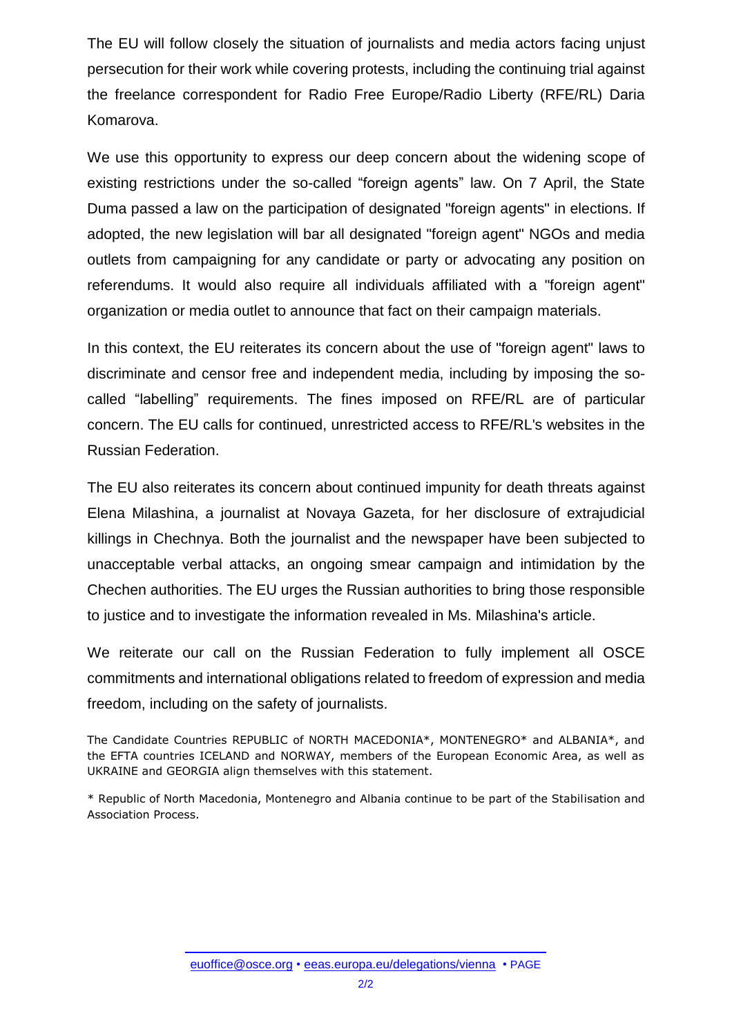The EU will follow closely the situation of journalists and media actors facing unjust persecution for their work while covering protests, including the continuing trial against the freelance correspondent for Radio Free Europe/Radio Liberty (RFE/RL) Daria Komarova.

We use this opportunity to express our deep concern about the widening scope of existing restrictions under the so-called "foreign agents" law. On 7 April, the State Duma passed a law on the participation of designated "foreign agents" in elections. If adopted, the new legislation will bar all designated "foreign agent" NGOs and media outlets from campaigning for any candidate or party or advocating any position on referendums. It would also require all individuals affiliated with a "foreign agent" organization or media outlet to announce that fact on their campaign materials.

In this context, the EU reiterates its concern about the use of "foreign agent" laws to discriminate and censor free and independent media, including by imposing the so-called "labelling" requirements. The fines imposed on RFE/RL are of particular concern. The EU calls for continued, unrestricted access to RFE/RL's websites in the Russian Federation.

The EU also reiterates its concern about continued impunity for death threats against Elena Milashina, a journalist at Novaya Gazeta, for her disclosure of extrajudicial killings in Chechnya. Both the journalist and the newspaper have been subjected to unacceptable verbal attacks, an ongoing smear campaign and intimidation by the Chechen authorities. The EU urges the Russian authorities to bring those responsible to justice and to investigate the information revealed in Ms. Milashina's article.

We reiterate our call on the Russian Federation to fully implement all OSCE commitments and international obligations related to freedom of expression and media freedom, including on the safety of journalists.

The Candidate Countries REPUBLIC of NORTH MACEDONIA*, MONTENEGRO* and ALBANIA*, and the EFTA countries ICELAND and NORWAY, members of the European Economic Area, as well as UKRAINE and GEORGIA align themselves with this statement.

* Republic of North Macedonia, Montenegro and Albania continue to be part of the Stabilisation and Association Process.

euoffice@osce.org • eeas.europa.eu/delegations/vienna